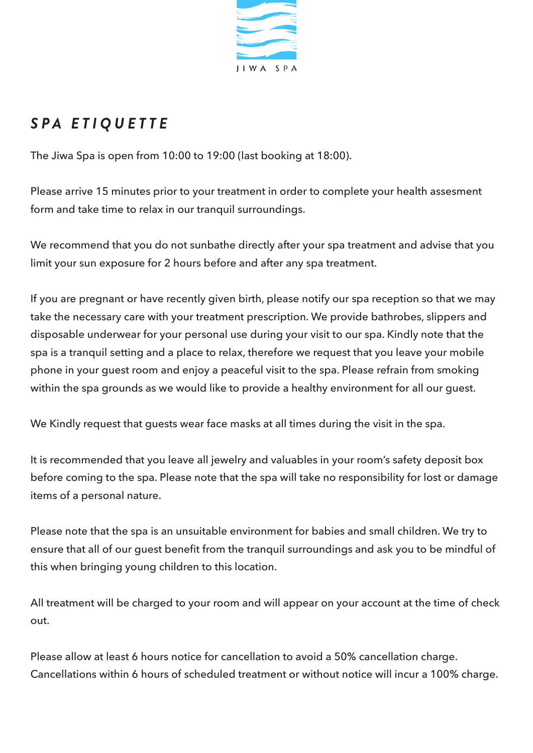JIWA SPA

## *SPA ETIQUETTE*

The Jiwa Spa is open from 10:00 to 19:00 (last booking at 18:00).

Please arrive 15 minutes prior to your treatment in order to complete your health assesment form and take time to relax in our tranquil surroundings.

We recommend that you do not sunbathe directly after your spa treatment and advise that you limit your sun exposure for 2 hours before and after any spa treatment.

If you are pregnant or have recently given birth, please notify our spa reception so that we may take the necessary care with your treatment prescription. We provide bathrobes, slippers and disposable underwear for your personal use during your visit to our spa. Kindly note that the spa is a tranquil setting and a place to relax, therefore we request that you leave your mobile phone in your guest room and enjoy a peaceful visit to the spa. Please refrain from smoking within the spa grounds as we would like to provide a healthy environment for all our guest.

We Kindly request that guests wear face masks at all times during the visit in the spa.

It is recommended that you leave all jewelry and valuables in your room's safety deposit box before coming to the spa. Please note that the spa will take no responsibility for lost or damage items of a personal nature.

Please note that the spa is an unsuitable environment for babies and small children. We try to ensure that all of our guest benefit from the tranquil surroundings and ask you to be mindful of this when bringing young children to this location.

All treatment will be charged to your room and will appear on your account at the time of check out.

Please allow at least 6 hours notice for cancellation to avoid a 50% cancellation charge. Cancellations within 6 hours of scheduled treatment or without notice will incur a 100% charge.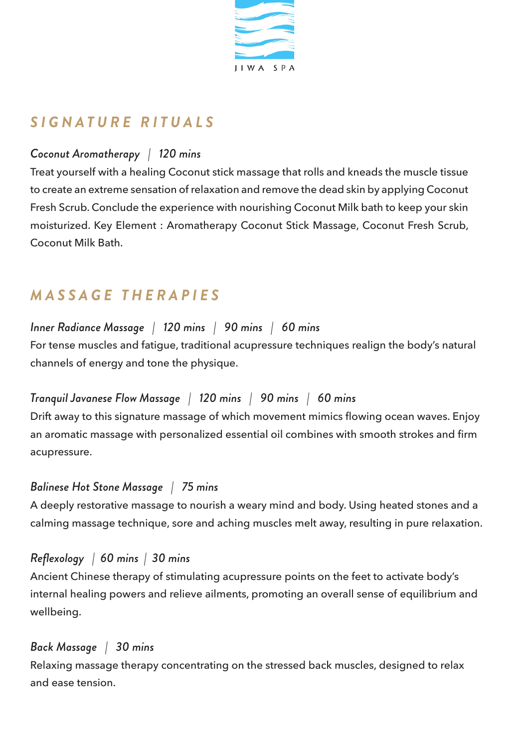JIWA SPA

## SIGNATURE RITUALS

*Coconut Aromatherapy | 120 mins*

Treat yourself with a healing Coconut stick massage that rolls and kneads the muscle tissue to create an extreme sensation of relaxation and remove the dead skin by applying Coconut Fresh Scrub. Conclude the experience with nourishing Coconut Milk bath to keep your skin moisturized. Key Element : Aromatherapy Coconut Stick Massage, Coconut Fresh Scrub, Coconut Milk Bath.

## MASSAGE THERAPIES

*Inner Radiance Massage | 120 mins | 90 mins | 60 mins*

For tense muscles and fatigue, traditional acupressure techniques realign the body's natural channels of energy and tone the physique.

*Tranquil Javanese Flow Massage | 120 mins | 90 mins | 60 mins*

Drift away to this signature massage of which movement mimics flowing ocean waves. Enjoy an aromatic massage with personalized essential oil combines with smooth strokes and firm acupressure.

*Balinese Hot Stone Massage | 75 mins*

A deeply restorative massage to nourish a weary mind and body. Using heated stones and a calming massage technique, sore and aching muscles melt away, resulting in pure relaxation.

*Reflexology | 60 mins | 30 mins*

Ancient Chinese therapy of stimulating acupressure points on the feet to activate body's internal healing powers and relieve ailments, promoting an overall sense of equilibrium and wellbeing.

*Back Massage | 30 mins*

Relaxing massage therapy concentrating on the stressed back muscles, designed to relax and ease tension.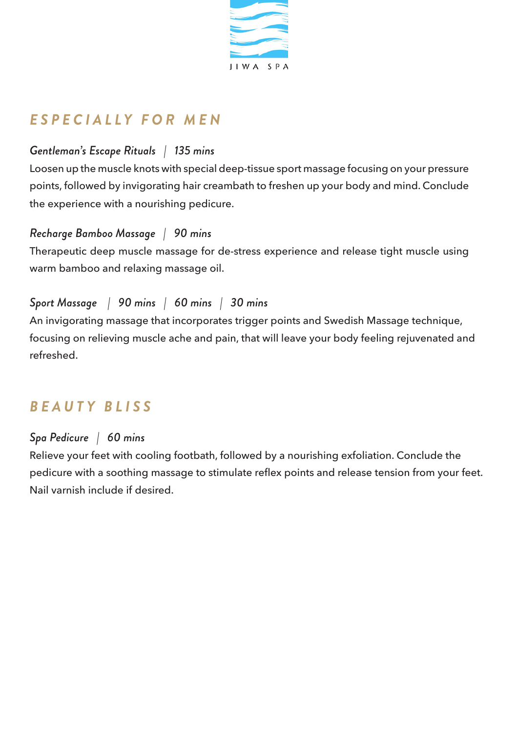JIWA SPA

## ESPECIALLY FOR MEN

*Gentleman's Escape Rituals | 135 mins*

Loosen up the muscle knots with special deep-tissue sport massage focusing on your pressure points, followed by invigorating hair creambath to freshen up your body and mind. Conclude the experience with a nourishing pedicure.

*Recharge Bamboo Massage | 90 mins*

Therapeutic deep muscle massage for de-stress experience and release tight muscle using warm bamboo and relaxing massage oil.

*Sport Massage | 90 mins | 60 mins | 30 mins*

An invigorating massage that incorporates trigger points and Swedish Massage technique, focusing on relieving muscle ache and pain, that will leave your body feeling rejuvenated and refreshed.

## BEAUTY BLISS

*Spa Pedicure | 60 mins*

Relieve your feet with cooling footbath, followed by a nourishing exfoliation. Conclude the pedicure with a soothing massage to stimulate reflex points and release tension from your feet. Nail varnish include if desired.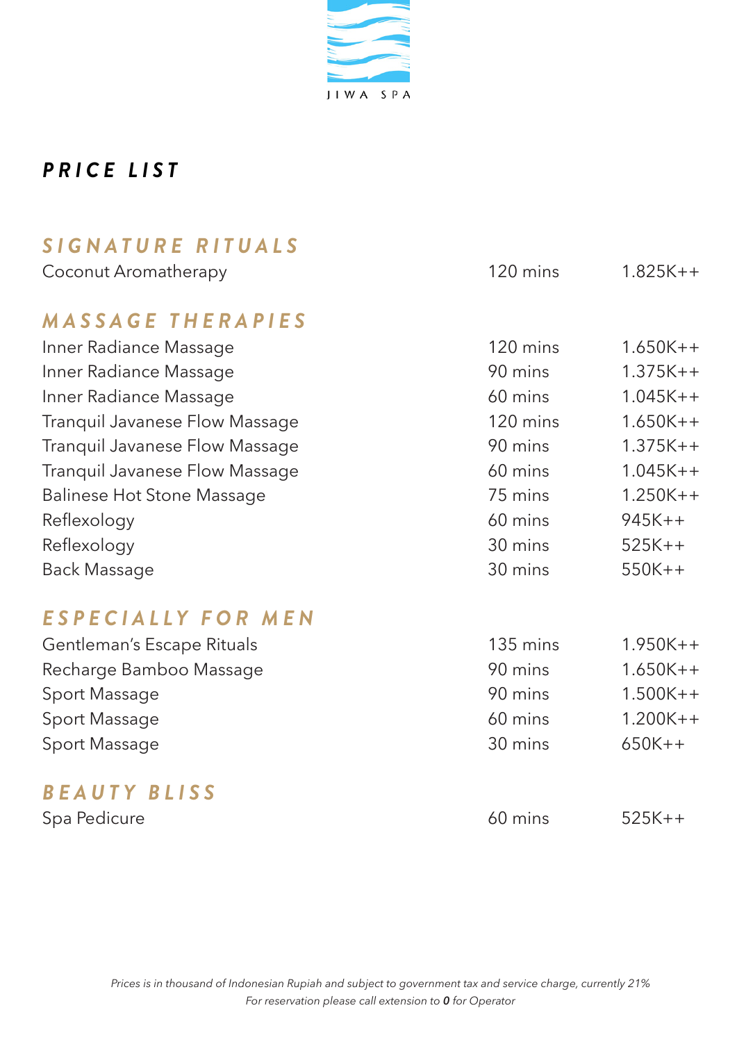JIWA SPA

# PRICE LIST

## SIGNATURE RITUALS

| | | |
|---|---|---|
| Coconut Aromatherapy | 120 mins | 1.825K++ |

## MASSAGE THERAPIES

| | | |
|---|---|---|
| Inner Radiance Massage | 120 mins | 1.650K++ |
| Inner Radiance Massage | 90 mins | 1.375K++ |
| Inner Radiance Massage | 60 mins | 1.045K++ |
| Tranquil Javanese Flow Massage | 120 mins | 1.650K++ |
| Tranquil Javanese Flow Massage | 90 mins | 1.375K++ |
| Tranquil Javanese Flow Massage | 60 mins | 1.045K++ |
| Balinese Hot Stone Massage | 75 mins | 1.250K++ |
| Reflexology | 60 mins | 945K++ |
| Reflexology | 30 mins | 525K++ |
| Back Massage | 30 mins | 550K++ |

## ESPECIALLY FOR MEN

| | | |
|---|---|---|
| Gentleman's Escape Rituals | 135 mins | 1.950K++ |
| Recharge Bamboo Massage | 90 mins | 1.650K++ |
| Sport Massage | 90 mins | 1.500K++ |
| Sport Massage | 60 mins | 1.200K++ |
| Sport Massage | 30 mins | 650K++ |

## BEAUTY BLISS

| | | |
|---|---|---|
| Spa Pedicure | 60 mins | 525K++ |

*Prices is in thousand of Indonesian Rupiah and subject to government tax and service charge, currently 21%*

*For reservation please call extension to **0** for Operator*